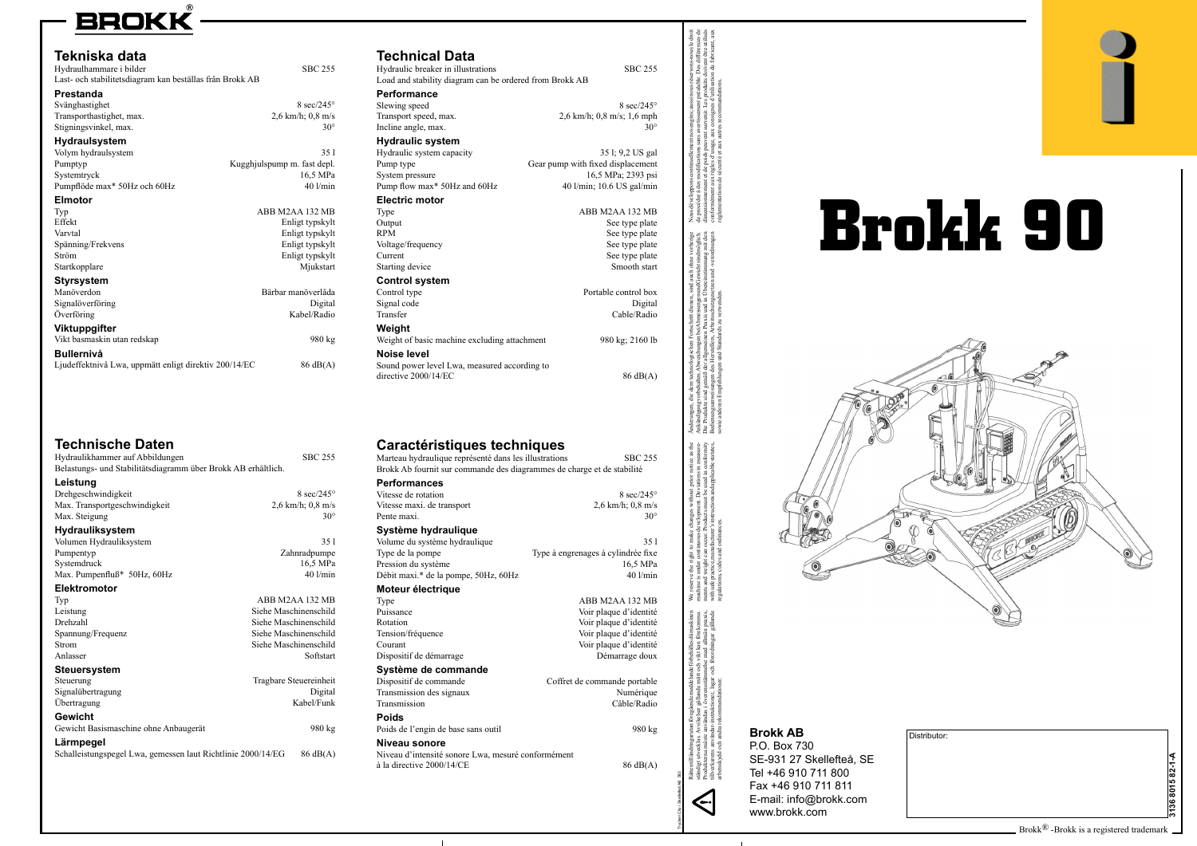# BROKK®

## Tekniska data

Hydraulhammare i bilder — SBC 255

Last- och stabilitetsdiagram kan beställas från Brokk AB

### Prestanda

| | |
|---|---|
| Svänghastighet | 8 sec/245° |
| Transporthastighet, max. | 2,6 km/h; 0,8 m/s |
| Stigningsvinkel, max. | 30° |

### Hydraulsystem

| | |
|---|---|
| Volym hydraulsystem | 35 l |
| Pumptyp | Kugghjulspump m. fast depl. |
| Systemtryck | 16,5 MPa |
| Pumpflöde max* 50Hz och 60Hz | 40 l/min |

### Elmotor

| | |
|---|---|
| Typ | ABB M2AA 132 MB |
| Effekt | Enligt typskylt |
| Varvtal | Enligt typskylt |
| Spänning/Frekvens | Enligt typskylt |
| Ström | Enligt typskylt |
| Startkopplare | Mjukstart |

### Styrsystem

| | |
|---|---|
| Manöverdon | Bärbar manöverlåda |
| Signalöverföring | Digital |
| Överföring | Kabel/Radio |

### Viktuppgifter

| | |
|---|---|
| Vikt basmaskin utan redskap | 980 kg |

### Bullernivå

| | |
|---|---|
| Ljudeffektnivå Lwa, uppmätt enligt direktiv 200/14/EC | 86 dB(A) |

## Technical Data

Hydraulic breaker in illustrations — SBC 255

Load and stability diagram can be ordered from Brokk AB

### Performance

| | |
|---|---|
| Slewing speed | 8 sec/245° |
| Transport speed, max. | 2,6 km/h; 0,8 m/s; 1,6 mph |
| Incline angle, max. | 30° |

### Hydraulic system

| | |
|---|---|
| Hydraulic system capacity | 35 l; 9,2 US gal |
| Pump type | Gear pump with fixed displacement |
| System pressure | 16,5 MPa; 2393 psi |
| Pump flow max* 50Hz and 60Hz | 40 l/min; 10.6 US gal/min |

### Electric motor

| | |
|---|---|
| Type | ABB M2AA 132 MB |
| Output | See type plate |
| RPM | See type plate |
| Voltage/frequency | See type plate |
| Current | See type plate |
| Starting device | Smooth start |

### Control system

| | |
|---|---|
| Control type | Portable control box |
| Signal code | Digital |
| Transfer | Cable/Radio |

### Weight

| | |
|---|---|
| Weight of basic machine excluding attachment | 980 kg; 2160 lb |

### Noise level

| | |
|---|---|
| Sound power level Lwa, measured according to directive 2000/14/EC | 86 dB(A) |

## Technische Daten

Hydraulikhammer auf Abbildungen — SBC 255

Belastungs- und Stabilitätsdiagramm über Brokk AB erhältlich.

### Leistung

| | |
|---|---|
| Drehgeschwindigkeit | 8 sec/245° |
| Max. Transportgeschwindigkeit | 2,6 km/h; 0,8 m/s |
| Max. Steigung | 30° |

### Hydrauliksystem

| | |
|---|---|
| Volumen Hydrauliksystem | 35 l |
| Pumpentyp | Zahnradpumpe |
| Systemdruck | 16,5 MPa |
| Max. Pumpenfluß* 50Hz, 60Hz | 40 l/min |

### Elektromotor

| | |
|---|---|
| Typ | ABB M2AA 132 MB |
| Leistung | Siehe Maschinenschild |
| Drehzahl | Siehe Maschinenschild |
| Spannung/Frequenz | Siehe Maschinenschild |
| Strom | Siehe Maschinenschild |
| Anlasser | Softstart |

### Steuersystem

| | |
|---|---|
| Steuerung | Tragbare Steuereinheit |
| Signalübertragung | Digital |
| Übertragung | Kabel/Funk |

### Gewicht

| | |
|---|---|
| Gewicht Basismaschine ohne Anbaugerät | 980 kg |

### Lärmpegel

| | |
|---|---|
| Schalleistungspegel Lwa, gemessen laut Richtlinie 2000/14/EG | 86 dB(A) |

## Caractéristiques techniques

Marteau hydraulique représenté dans les illustrations — SBC 255

Brokk Ab fournit sur commande des diagrammes de charge et de stabilité

### Performances

| | |
|---|---|
| Vitesse de rotation | 8 sec/245° |
| Vitesse maxi. de transport | 2,6 km/h; 0,8 m/s |
| Pente maxi. | 30° |

### Système hydraulique

| | |
|---|---|
| Volume du système hydraulique | 35 l |
| Type de la pompe | Type à engrenages à cylindrée fixe |
| Pression du système | 16,5 MPa |
| Débit maxi.* de la pompe, 50Hz, 60Hz | 40 l/min |

### Moteur électrique

| | |
|---|---|
| Type | ABB M2AA 132 MB |
| Puissance | Voir plaque d'identité |
| Rotation | Voir plaque d'identité |
| Tension/fréquence | Voir plaque d'identité |
| Courant | Voir plaque d'identité |
| Dispositif de démarrage | Démarrage doux |

### Système de commande

| | |
|---|---|
| Dispositif de commande | Coffret de commande portable |
| Transmission des signaux | Numérique |
| Transmission | Câble/Radio |

### Poids

| | |
|---|---|
| Poids de l'engin de base sans outil | 980 kg |

### Niveau sonore

| | |
|---|---|
| Niveau d'intensité sonore Lwa, mesuré conformément à la directive 2000/14/CE | 86 dB(A) |

Rätt till ändringar utan föregående meddelande förbehålles då maskinen ständigt utvecklas. Avvikelser gällande mått och vikt kan förekomma. Produkterna måste användas i överensstämmelse med allmän praxis, tillverkarens användar-instruktioner, lagar och föreskrifter gällande arbetsskydd och andra rekommendationer.

We reserve the right to make changes without prior notice as the machine is under continuous development. Deviations in measurements and weight can occur. Product must be used in conformity with safe practice, manufacturer's instructions and applicable statutes, regulations, codes and ordinances.

Änderungen, die dem technologischen Fortschritt dienen, sind auch ohne vorherige Ankündigung vorbehalten. Abweichungen bei Abmessungen und Gewicht sind möglich. Die Produkte sind gemäß der allgemeinen Praxis und in Übereinstimmung mit den Bedienungsanweisungen des Herstellers, Arbeitsschutzgesetzen und -verordnungen sowie anderen Empfehlungen und Standards zu verwenden.

Nous déclinons toute responsabilité pour tous dommages causés par une utilisation non conforme. Nous nous réservons le droit de procéder à des modifications sans avertissement préalable. Des différences de dimensionnement et de poids peuvent survenir. Les produits doivent être utilisés conformément aux règles d'usage, aux consignes d'utilisation du fabricant, aux réglementations de sécurité et aux autres recommandations.

# Brokk 90

**Brokk AB**
P.O. Box 730
SE-931 27 Skellefteå, SE
Tel +46 910 711 800
Fax +46 910 711 811
E-mail: info@brokk.com
www.brokk.com

Distributor:

3136 8015 82-1-A

Brokk® -Brokk is a registered trademark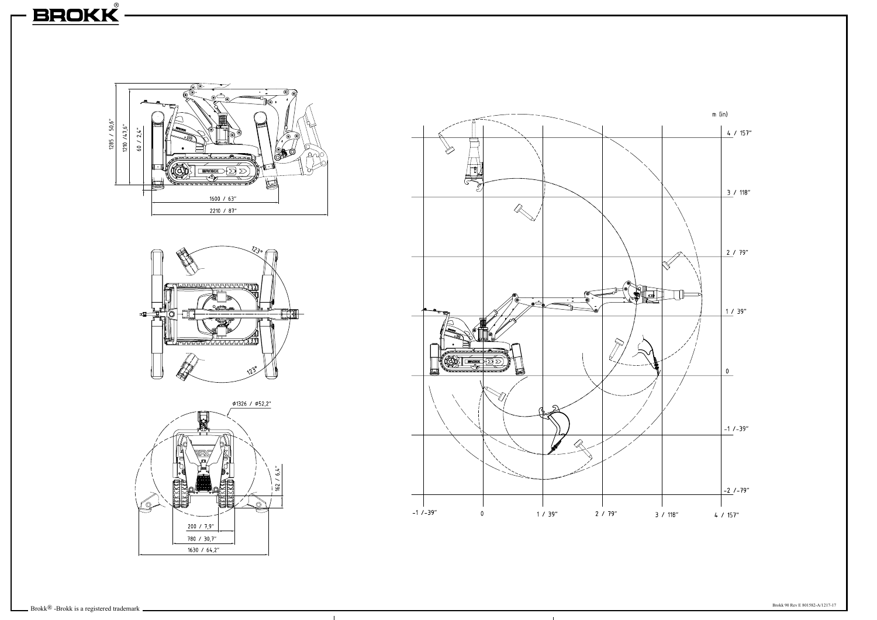BROKK®

1285 / 50,6"

1210 /47,6"

60 / 2,4"

1600 / 63"

2210 / 87"

123°

123°

ø1326 / ø52,2"

162 / 6,4"

200 / 7,9"

780 / 30,7"

1630 / 64,2"

m (in)

4 / 157"

3 / 118"

2 / 79"

1 / 39"

0

-1 /-39"

-2 /-79"

-1 /-39"

0

1 / 39"

2 / 79"

3 / 118"

4 / 157"

Brokk® -Brokk is a registered trademark

Brokk 90 Rev E 801582-A/1217-17